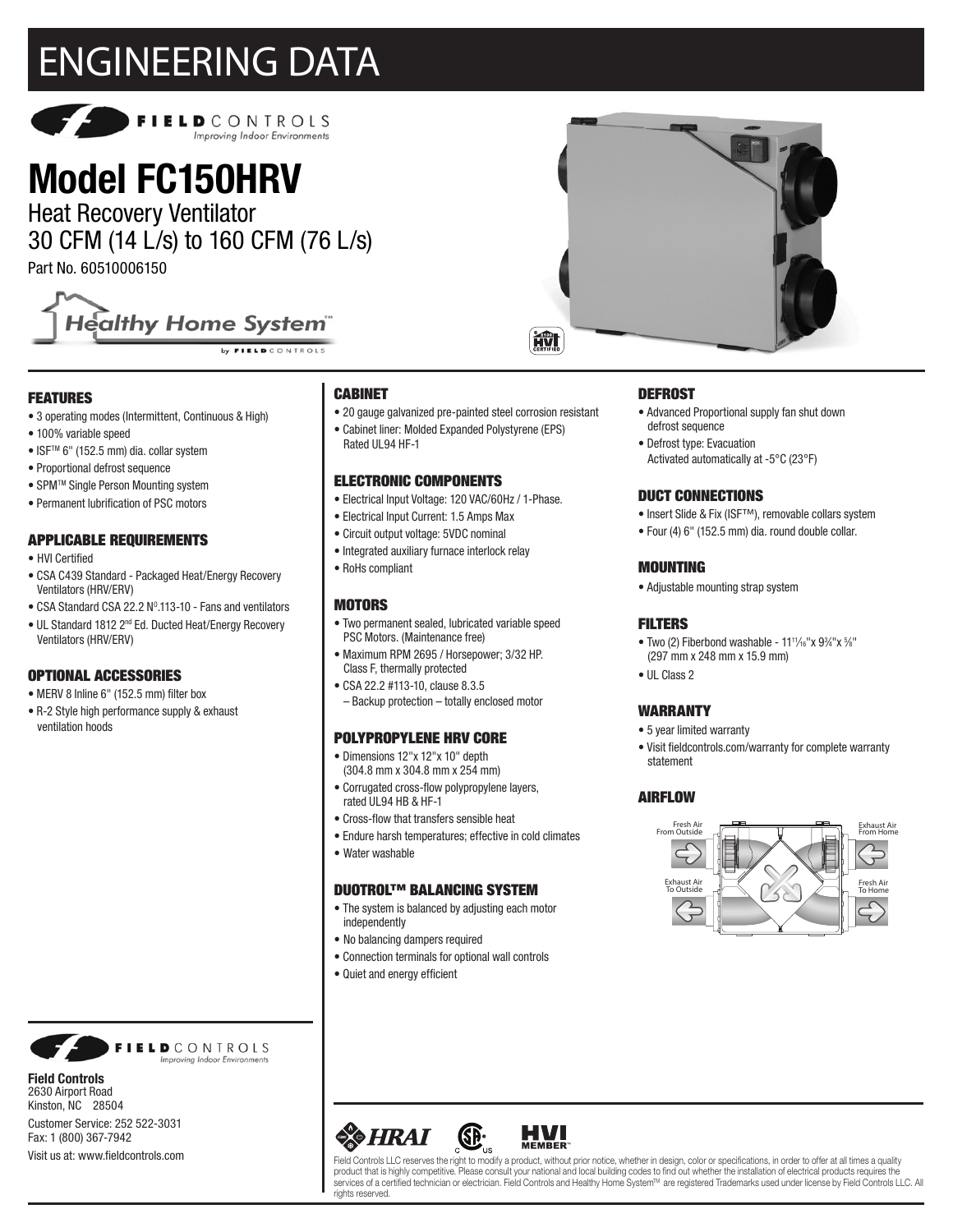# ENGINEERING DATA

FIELDCONTROLS
Improving Indoor Environments

# Model FC150HRV

Heat Recovery Ventilator
30 CFM (14 L/s) to 160 CFM (76 L/s)

Part No. 60510006150

Healthy Home System™
by FIELDCONTROLS

## FEATURES

- 3 operating modes (Intermittent, Continuous & High)
- 100% variable speed
- ISF™ 6" (152.5 mm) dia. collar system
- Proportional defrost sequence
- SPM™ Single Person Mounting system
- Permanent lubrification of PSC motors

## APPLICABLE REQUIREMENTS

- HVI Certified
- CSA C439 Standard - Packaged Heat/Energy Recovery Ventilators (HRV/ERV)
- CSA Standard CSA 22.2 N⁰.113-10 - Fans and ventilators
- UL Standard 1812 2nd Ed. Ducted Heat/Energy Recovery Ventilators (HRV/ERV)

## OPTIONAL ACCESSORIES

- MERV 8 Inline 6" (152.5 mm) filter box
- R-2 Style high performance supply & exhaust ventilation hoods

## CABINET

- 20 gauge galvanized pre-painted steel corrosion resistant
- Cabinet liner: Molded Expanded Polystyrene (EPS) Rated UL94 HF-1

## ELECTRONIC COMPONENTS

- Electrical Input Voltage: 120 VAC/60Hz / 1-Phase.
- Electrical Input Current: 1.5 Amps Max
- Circuit output voltage: 5VDC nominal
- Integrated auxiliary furnace interlock relay
- RoHs compliant

## MOTORS

- Two permanent sealed, lubricated variable speed PSC Motors. (Maintenance free)
- Maximum RPM 2695 / Horsepower; 3/32 HP. Class F, thermally protected
- CSA 22.2 #113-10, clause 8.3.5
  – Backup protection – totally enclosed motor

## POLYPROPYLENE HRV CORE

- Dimensions 12"x 12"x 10" depth (304.8 mm x 304.8 mm x 254 mm)
- Corrugated cross-flow polypropylene layers, rated UL94 HB & HF-1
- Cross-flow that transfers sensible heat
- Endure harsh temperatures; effective in cold climates
- Water washable

## DUOTROL™ BALANCING SYSTEM

- The system is balanced by adjusting each motor independently
- No balancing dampers required
- Connection terminals for optional wall controls
- Quiet and energy efficient

## DEFROST

- Advanced Proportional supply fan shut down defrost sequence
- Defrost type: Evacuation
  Activated automatically at -5°C (23°F)

## DUCT CONNECTIONS

- Insert Slide & Fix (ISF™), removable collars system
- Four (4) 6" (152.5 mm) dia. round double collar.

## MOUNTING

- Adjustable mounting strap system

## FILTERS

- Two (2) Fiberbond washable - 11¹¹⁄₁₆"x 9¾"x ⅝" (297 mm x 248 mm x 15.9 mm)
- UL Class 2

## WARRANTY

- 5 year limited warranty
- Visit fieldcontrols.com/warranty for complete warranty statement

## AIRFLOW

Fresh Air From Outside | Exhaust Air From Home | Exhaust Air To Outside | Fresh Air To Home

FIELDCONTROLS
Improving Indoor Environments

**Field Controls**
2630 Airport Road
Kinston, NC 28504

Customer Service: 252 522-3031
Fax: 1 (800) 367-7942

Visit us at: www.fieldcontrols.com

Field Controls LLC reserves the right to modify a product, without prior notice, whether in design, color or specifications, in order to offer at all times a quality product that is highly competitive. Please consult your national and local building codes to find out whether the installation of electrical products requires the services of a certified technician or electrician. Field Controls and Healthy Home System™ are registered Trademarks used under license by Field Controls LLC. All rights reserved.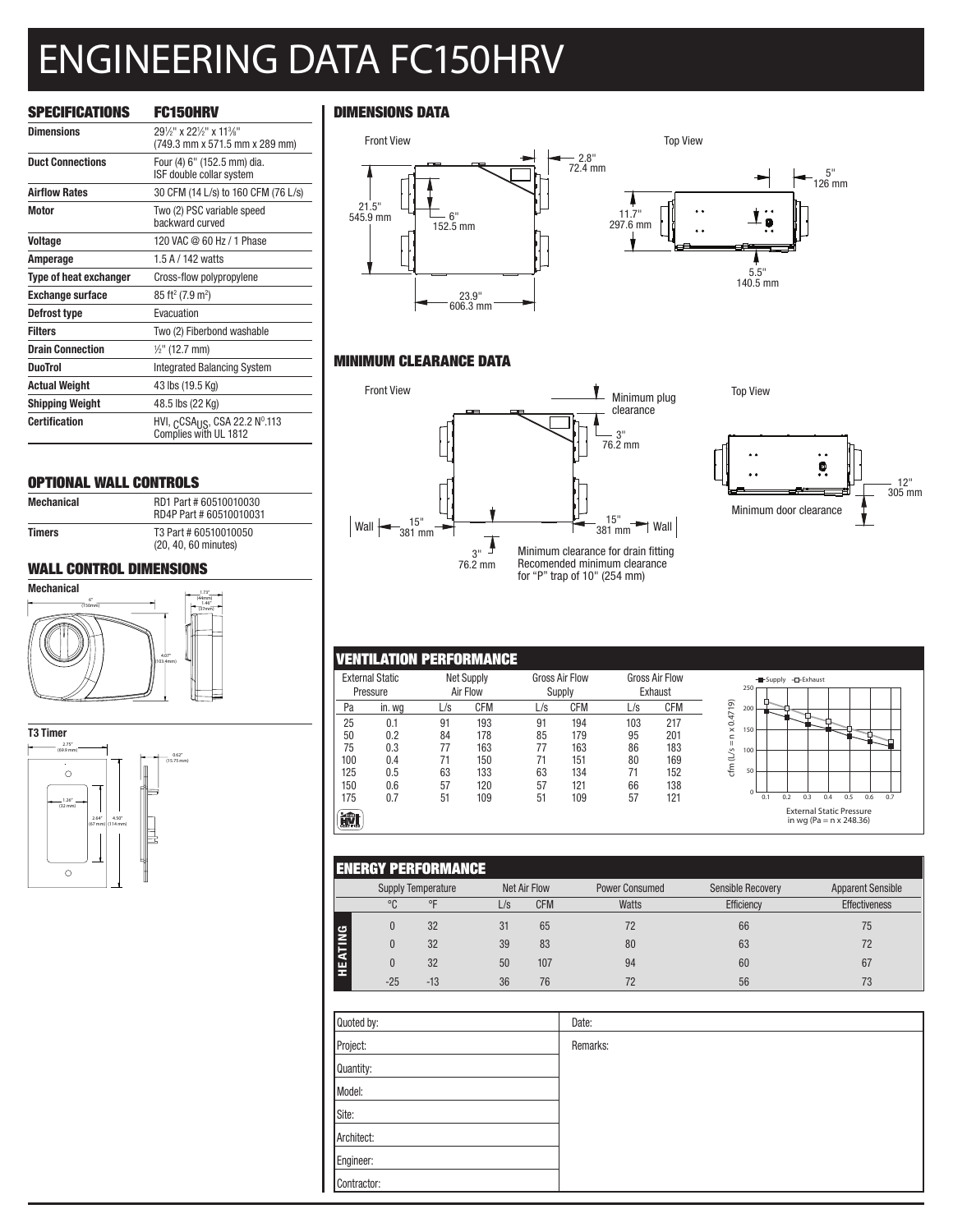# ENGINEERING DATA FC150HRV

## SPECIFICATIONS

| SPECIFICATIONS | FC150HRV |
|---|---|
| Dimensions | 29½" x 22½" x 11⅜" (749.3 mm x 571.5 mm x 289 mm) |
| Duct Connections | Four (4) 6" (152.5 mm) dia. ISF double collar system |
| Airflow Rates | 30 CFM (14 L/s) to 160 CFM (76 L/s) |
| Motor | Two (2) PSC variable speed backward curved |
| Voltage | 120 VAC @ 60 Hz / 1 Phase |
| Amperage | 1.5 A / 142 watts |
| Type of heat exchanger | Cross-flow polypropylene |
| Exchange surface | 85 ft² (7.9 m²) |
| Defrost type | Evacuation |
| Filters | Two (2) Fiberbond washable |
| Drain Connection | ½" (12.7 mm) |
| DuoTrol | Integrated Balancing System |
| Actual Weight | 43 lbs (19.5 Kg) |
| Shipping Weight | 48.5 lbs (22 Kg) |
| Certification | HVI, cCSAus, CSA 22.2 N⁰.113 Complies with UL 1812 |

## OPTIONAL WALL CONTROLS

| | |
|---|---|
| Mechanical | RD1 Part # 60510010030 RD4P Part # 60510010031 |
| Timers | T3 Part # 60510010050 (20, 40, 60 minutes) |

## WALL CONTROL DIMENSIONS

**Mechanical**

6" (150mm)
4.07" (103.4mm)
1.73" (44mm)
1.46" (37mm)

**T3 Timer**

2.75" (69.9 mm)
1.26" (32 mm)
2.64" (67 mm)
4.50" (114 mm)
0.62" (15.75 mm)

## DIMENSIONS DATA

Front View

2.8" 72.4 mm
21.5" 545.9 mm
6" 152.5 mm
23.9" 606.3 mm

Top View

5" 126 mm
11.7" 297.6 mm
5.5" 140.5 mm

## MINIMUM CLEARANCE DATA

Front View

Minimum plug clearance
3" 76.2 mm
Wall 15" 381 mm
15" 381 mm Wall
3" 76.2 mm
Minimum clearance for drain fitting
Recomended minimum clearance for "P" trap of 10" (254 mm)

Top View

12" 305 mm
Minimum door clearance

## VENTILATION PERFORMANCE

| External Static Pressure | | Net Supply Air Flow | | Gross Air Flow Supply | | Gross Air Flow Exhaust | |
|---|---|---|---|---|---|---|---|
| Pa | in. wg | L/s | CFM | L/s | CFM | L/s | CFM |
| 25 | 0.1 | 91 | 193 | 91 | 194 | 103 | 217 |
| 50 | 0.2 | 84 | 178 | 85 | 179 | 95 | 201 |
| 75 | 0.3 | 77 | 163 | 77 | 163 | 86 | 183 |
| 100 | 0.4 | 71 | 150 | 71 | 151 | 80 | 169 |
| 125 | 0.5 | 63 | 133 | 63 | 134 | 71 | 152 |
| 150 | 0.6 | 57 | 120 | 57 | 121 | 66 | 138 |
| 175 | 0.7 | 51 | 109 | 51 | 109 | 57 | 121 |

Supply Exhaust
cfm (L/s = n x 0.4719)
250
200
150
100
50
0
0.1 0.2 0.3 0.4 0.5 0.6 0.7
External Static Pressure in wg (Pa = n x 248.36)

## ENERGY PERFORMANCE

| | Supply Temperature | | Net Air Flow | | Power Consumed | Sensible Recovery | Apparent Sensible |
|---|---|---|---|---|---|---|---|
| | °C | °F | L/s | CFM | Watts | Efficiency | Effectiveness |
| HEATING | 0 | 32 | 31 | 65 | 72 | 66 | 75 |
| | 0 | 32 | 39 | 83 | 80 | 63 | 72 |
| | 0 | 32 | 50 | 107 | 94 | 60 | 67 |
| | -25 | -13 | 36 | 76 | 72 | 56 | 73 |

| | |
|---|---|
| Quoted by: | Date: |
| Project: | Remarks: |
| Quantity: | |
| Model: | |
| Site: | |
| Architect: | |
| Engineer: | |
| Contractor: | |